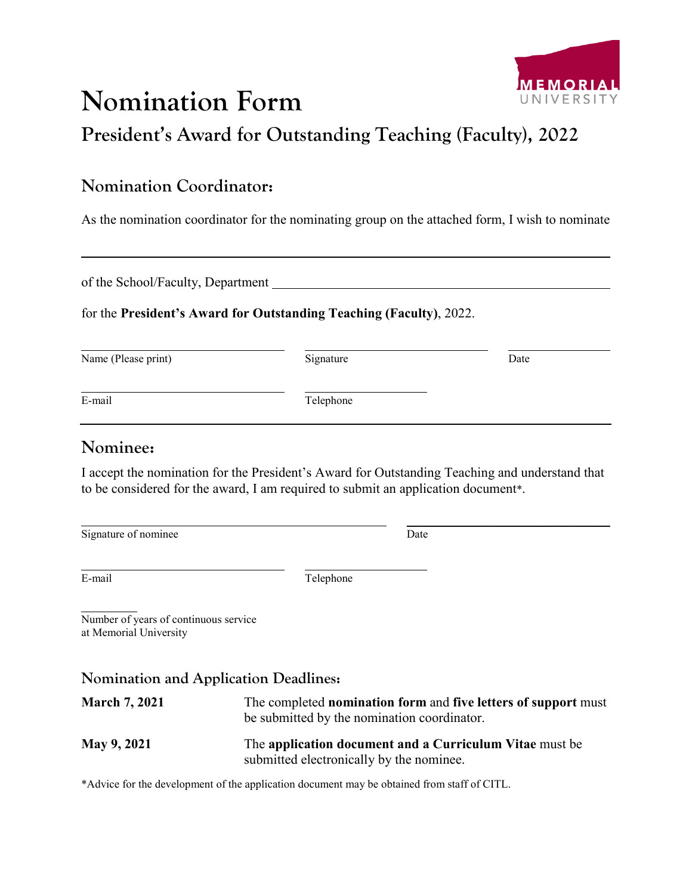# Nomination Form

## President's Award for Outstanding Teaching (Faculty), 2022

### Nomination Coordinator:

As the nomination coordinator for the nominating group on the attached form, I wish to nominate

______________________________________________________________________

of the School/Faculty, Department ______________________________________________

for the **President's Award for Outstanding Teaching (Faculty)**, 2022.

| Name (Please print) | Signature | Date |
|---|---|---|
| E-mail | Telephone | |

### Nominee:

I accept the nomination for the President's Award for Outstanding Teaching and understand that to be considered for the award, I am required to submit an application document*.

| Signature of nominee | Date |
|---|---|
| E-mail | Telephone |

__________
Number of years of continuous service at Memorial University

### Nomination and Application Deadlines:

| | |
|---|---|
| **March 7, 2021** | The completed **nomination form** and **five letters of support** must be submitted by the nomination coordinator. |
| **May 9, 2021** | The **application document and a Curriculum Vitae** must be submitted electronically by the nominee. |

*Advice for the development of the application document may be obtained from staff of CITL.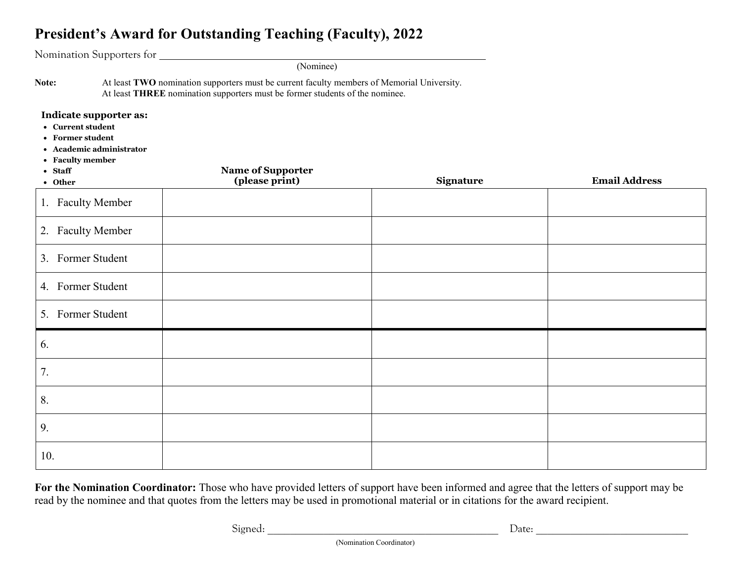# President's Award for Outstanding Teaching (Faculty), 2022

Nomination Supporters for ______________________________________________
(Nominee)

**Note:** At least **TWO** nomination supporters must be current faculty members of Memorial University.
At least **THREE** nomination supporters must be former students of the nominee.

**Indicate supporter as:**

- **Current student**
- **Former student**
- **Academic administrator**
- **Faculty member**
- **Staff**
- **Other**

| | Name of Supporter (please print) | Signature | Email Address |
|---|---|---|---|
| 1. Faculty Member | | | |
| 2. Faculty Member | | | |
| 3. Former Student | | | |
| 4. Former Student | | | |
| 5. Former Student | | | |
| 6. | | | |
| 7. | | | |
| 8. | | | |
| 9. | | | |
| 10. | | | |

**For the Nomination Coordinator:** Those who have provided letters of support have been informed and agree that the letters of support may be read by the nominee and that quotes from the letters may be used in promotional material or in citations for the award recipient.

Signed: ______________________________ Date: ____________________
(Nomination Coordinator)